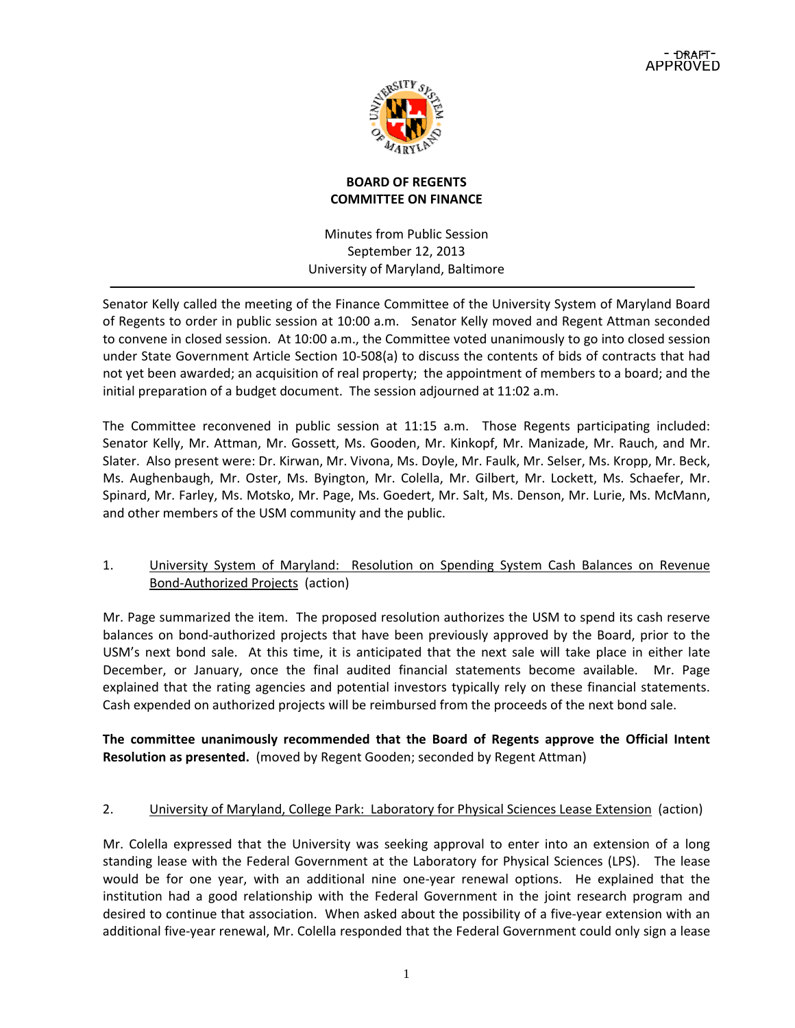- ~~DRAFT~~ -
APPROVED

**BOARD OF REGENTS**
**COMMITTEE ON FINANCE**

Minutes from Public Session
September 12, 2013
University of Maryland, Baltimore

---

Senator Kelly called the meeting of the Finance Committee of the University System of Maryland Board of Regents to order in public session at 10:00 a.m. Senator Kelly moved and Regent Attman seconded to convene in closed session. At 10:00 a.m., the Committee voted unanimously to go into closed session under State Government Article Section 10-508(a) to discuss the contents of bids of contracts that had not yet been awarded; an acquisition of real property; the appointment of members to a board; and the initial preparation of a budget document. The session adjourned at 11:02 a.m.

The Committee reconvened in public session at 11:15 a.m. Those Regents participating included: Senator Kelly, Mr. Attman, Mr. Gossett, Ms. Gooden, Mr. Kinkopf, Mr. Manizade, Mr. Rauch, and Mr. Slater. Also present were: Dr. Kirwan, Mr. Vivona, Ms. Doyle, Mr. Faulk, Mr. Selser, Ms. Kropp, Mr. Beck, Ms. Aughenbaugh, Mr. Oster, Ms. Byington, Mr. Colella, Mr. Gilbert, Mr. Lockett, Ms. Schaefer, Mr. Spinard, Mr. Farley, Ms. Motsko, Mr. Page, Ms. Goedert, Mr. Salt, Ms. Denson, Mr. Lurie, Ms. McMann, and other members of the USM community and the public.

1. <u>University System of Maryland: Resolution on Spending System Cash Balances on Revenue Bond-Authorized Projects</u> (action)

Mr. Page summarized the item. The proposed resolution authorizes the USM to spend its cash reserve balances on bond-authorized projects that have been previously approved by the Board, prior to the USM's next bond sale. At this time, it is anticipated that the next sale will take place in either late December, or January, once the final audited financial statements become available. Mr. Page explained that the rating agencies and potential investors typically rely on these financial statements. Cash expended on authorized projects will be reimbursed from the proceeds of the next bond sale.

**The committee unanimously recommended that the Board of Regents approve the Official Intent Resolution as presented.** (moved by Regent Gooden; seconded by Regent Attman)

2. <u>University of Maryland, College Park: Laboratory for Physical Sciences Lease Extension</u> (action)

Mr. Colella expressed that the University was seeking approval to enter into an extension of a long standing lease with the Federal Government at the Laboratory for Physical Sciences (LPS). The lease would be for one year, with an additional nine one-year renewal options. He explained that the institution had a good relationship with the Federal Government in the joint research program and desired to continue that association. When asked about the possibility of a five-year extension with an additional five-year renewal, Mr. Colella responded that the Federal Government could only sign a lease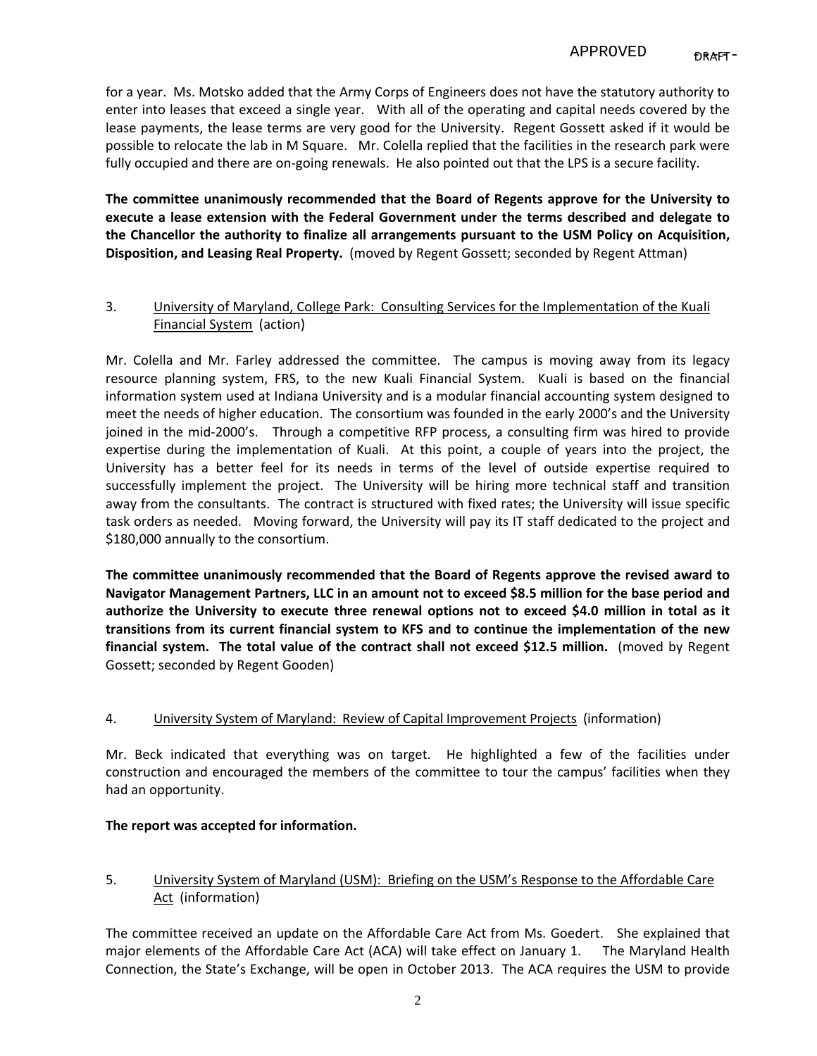for a year. Ms. Motsko added that the Army Corps of Engineers does not have the statutory authority to enter into leases that exceed a single year. With all of the operating and capital needs covered by the lease payments, the lease terms are very good for the University. Regent Gossett asked if it would be possible to relocate the lab in M Square. Mr. Colella replied that the facilities in the research park were fully occupied and there are on-going renewals. He also pointed out that the LPS is a secure facility.

**The committee unanimously recommended that the Board of Regents approve for the University to execute a lease extension with the Federal Government under the terms described and delegate to the Chancellor the authority to finalize all arrangements pursuant to the USM Policy on Acquisition, Disposition, and Leasing Real Property.** (moved by Regent Gossett; seconded by Regent Attman)

3. University of Maryland, College Park: Consulting Services for the Implementation of the Kuali Financial System (action)

Mr. Colella and Mr. Farley addressed the committee. The campus is moving away from its legacy resource planning system, FRS, to the new Kuali Financial System. Kuali is based on the financial information system used at Indiana University and is a modular financial accounting system designed to meet the needs of higher education. The consortium was founded in the early 2000's and the University joined in the mid-2000's. Through a competitive RFP process, a consulting firm was hired to provide expertise during the implementation of Kuali. At this point, a couple of years into the project, the University has a better feel for its needs in terms of the level of outside expertise required to successfully implement the project. The University will be hiring more technical staff and transition away from the consultants. The contract is structured with fixed rates; the University will issue specific task orders as needed. Moving forward, the University will pay its IT staff dedicated to the project and $180,000 annually to the consortium.

**The committee unanimously recommended that the Board of Regents approve the revised award to Navigator Management Partners, LLC in an amount not to exceed $8.5 million for the base period and authorize the University to execute three renewal options not to exceed $4.0 million in total as it transitions from its current financial system to KFS and to continue the implementation of the new financial system. The total value of the contract shall not exceed $12.5 million.** (moved by Regent Gossett; seconded by Regent Gooden)

4. University System of Maryland: Review of Capital Improvement Projects (information)

Mr. Beck indicated that everything was on target. He highlighted a few of the facilities under construction and encouraged the members of the committee to tour the campus' facilities when they had an opportunity.

**The report was accepted for information.**

5. University System of Maryland (USM): Briefing on the USM's Response to the Affordable Care Act (information)

The committee received an update on the Affordable Care Act from Ms. Goedert. She explained that major elements of the Affordable Care Act (ACA) will take effect on January 1. The Maryland Health Connection, the State's Exchange, will be open in October 2013. The ACA requires the USM to provide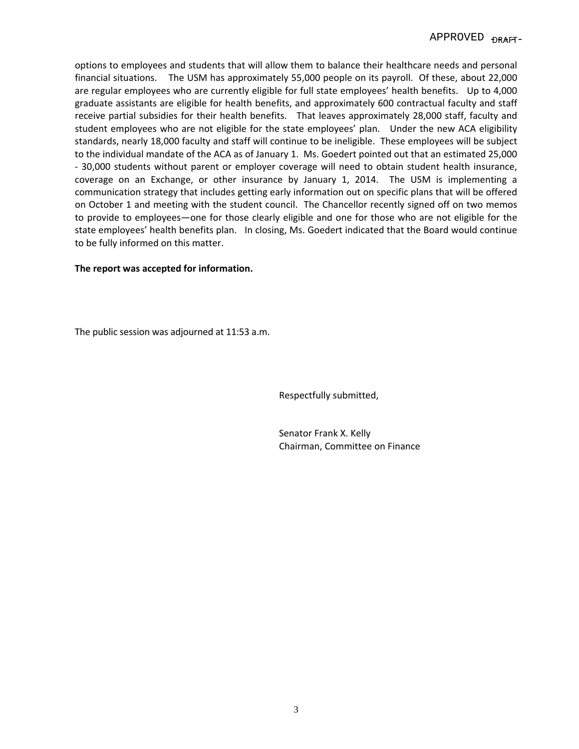options to employees and students that will allow them to balance their healthcare needs and personal financial situations. The USM has approximately 55,000 people on its payroll. Of these, about 22,000 are regular employees who are currently eligible for full state employees' health benefits. Up to 4,000 graduate assistants are eligible for health benefits, and approximately 600 contractual faculty and staff receive partial subsidies for their health benefits. That leaves approximately 28,000 staff, faculty and student employees who are not eligible for the state employees' plan. Under the new ACA eligibility standards, nearly 18,000 faculty and staff will continue to be ineligible. These employees will be subject to the individual mandate of the ACA as of January 1. Ms. Goedert pointed out that an estimated 25,000 - 30,000 students without parent or employer coverage will need to obtain student health insurance, coverage on an Exchange, or other insurance by January 1, 2014. The USM is implementing a communication strategy that includes getting early information out on specific plans that will be offered on October 1 and meeting with the student council. The Chancellor recently signed off on two memos to provide to employees—one for those clearly eligible and one for those who are not eligible for the state employees' health benefits plan. In closing, Ms. Goedert indicated that the Board would continue to be fully informed on this matter.

**The report was accepted for information.**

The public session was adjourned at 11:53 a.m.

Respectfully submitted,

Senator Frank X. Kelly
Chairman, Committee on Finance